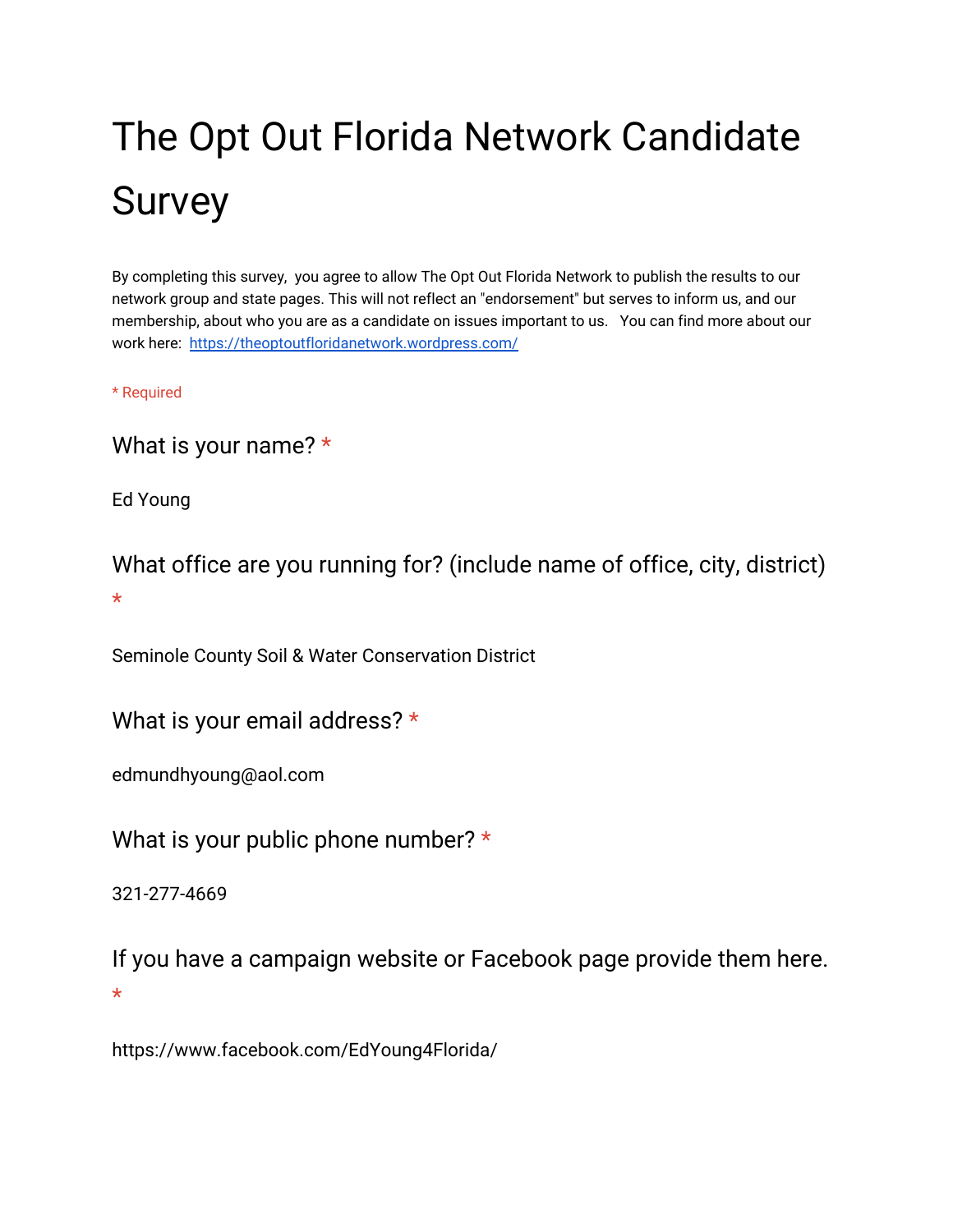# The Opt Out Florida Network Candidate Survey

By completing this survey, you agree to allow The Opt Out Florida Network to publish the results to our network group and state pages. This will not reflect an "endorsement" but serves to inform us, and our membership, about who you are as a candidate on issues important to us. You can find more about our work here: [https://theoptoutfloridanetwork.wordpress.com/](https://theoptoutfloridanetwork.wordpress.com/)

* Required

## What is your name? *

Ed Young

## What office are you running for? (include name of office, city, district) *

Seminole County Soil & Water Conservation District

## What is your email address? *

edmundhyoung@aol.com

## What is your public phone number? *

321-277-4669

## If you have a campaign website or Facebook page provide them here. *

https://www.facebook.com/EdYoung4Florida/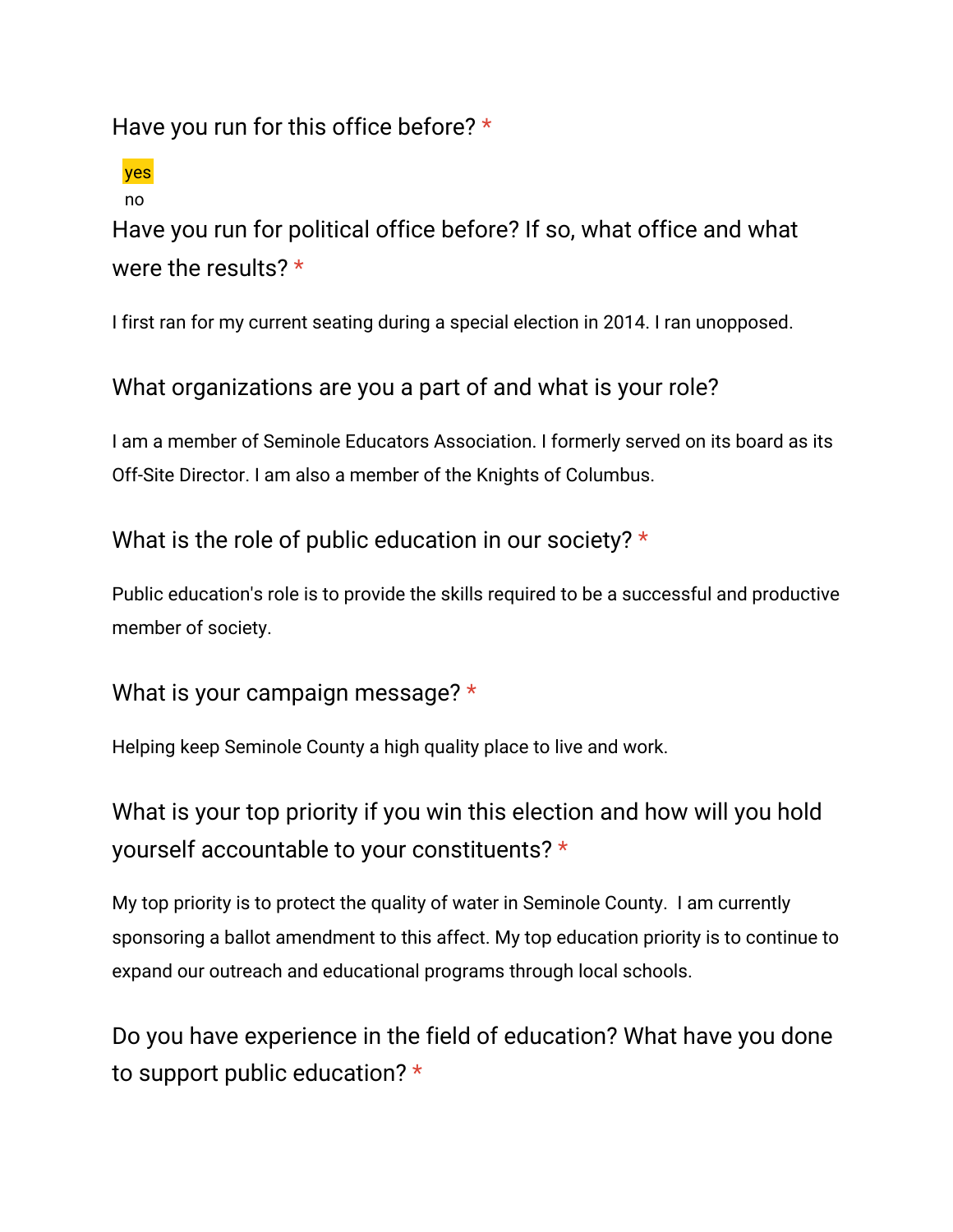## Have you run for this office before? *

yes

no

## Have you run for political office before? If so, what office and what were the results? *

I first ran for my current seating during a special election in 2014. I ran unopposed.

## What organizations are you a part of and what is your role?

I am a member of Seminole Educators Association. I formerly served on its board as its Off-Site Director. I am also a member of the Knights of Columbus.

## What is the role of public education in our society? *

Public education's role is to provide the skills required to be a successful and productive member of society.

## What is your campaign message? *

Helping keep Seminole County a high quality place to live and work.

## What is your top priority if you win this election and how will you hold yourself accountable to your constituents? *

My top priority is to protect the quality of water in Seminole County. I am currently sponsoring a ballot amendment to this affect. My top education priority is to continue to expand our outreach and educational programs through local schools.

## Do you have experience in the field of education? What have you done to support public education? *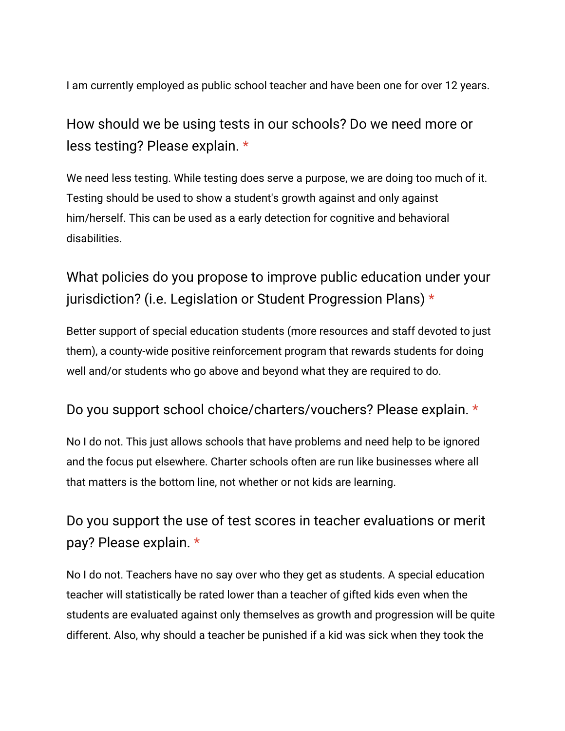I am currently employed as public school teacher and have been one for over 12 years.

## How should we be using tests in our schools? Do we need more or less testing? Please explain. *

We need less testing. While testing does serve a purpose, we are doing too much of it. Testing should be used to show a student's growth against and only against him/herself. This can be used as a early detection for cognitive and behavioral disabilities.

## What policies do you propose to improve public education under your jurisdiction? (i.e. Legislation or Student Progression Plans) *

Better support of special education students (more resources and staff devoted to just them), a county-wide positive reinforcement program that rewards students for doing well and/or students who go above and beyond what they are required to do.

## Do you support school choice/charters/vouchers? Please explain. *

No I do not. This just allows schools that have problems and need help to be ignored and the focus put elsewhere. Charter schools often are run like businesses where all that matters is the bottom line, not whether or not kids are learning.

## Do you support the use of test scores in teacher evaluations or merit pay? Please explain. *

No I do not. Teachers have no say over who they get as students. A special education teacher will statistically be rated lower than a teacher of gifted kids even when the students are evaluated against only themselves as growth and progression will be quite different. Also, why should a teacher be punished if a kid was sick when they took the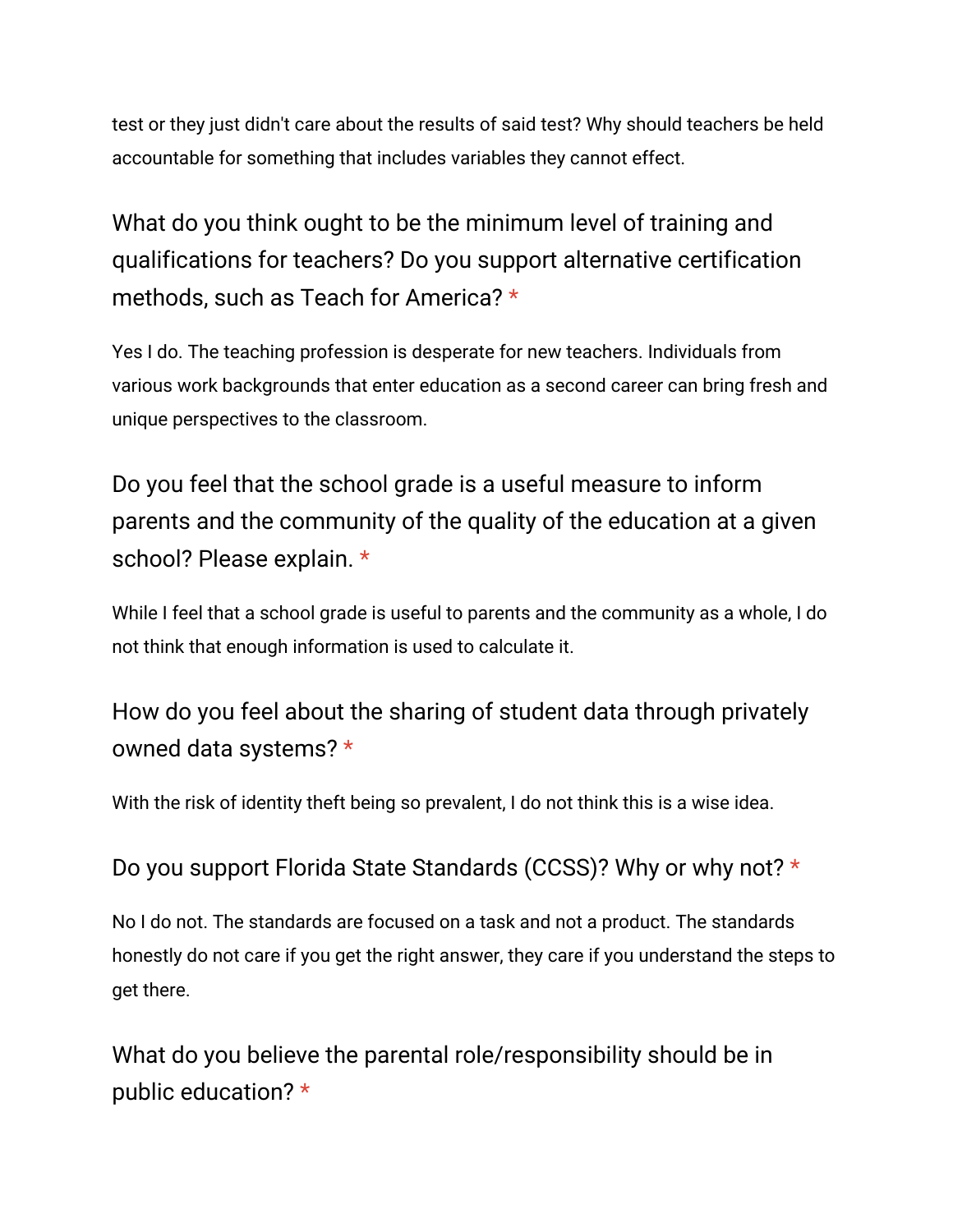test or they just didn't care about the results of said test? Why should teachers be held accountable for something that includes variables they cannot effect.

### What do you think ought to be the minimum level of training and qualifications for teachers? Do you support alternative certification methods, such as Teach for America? *

Yes I do. The teaching profession is desperate for new teachers. Individuals from various work backgrounds that enter education as a second career can bring fresh and unique perspectives to the classroom.

### Do you feel that the school grade is a useful measure to inform parents and the community of the quality of the education at a given school? Please explain. *

While I feel that a school grade is useful to parents and the community as a whole, I do not think that enough information is used to calculate it.

### How do you feel about the sharing of student data through privately owned data systems? *

With the risk of identity theft being so prevalent, I do not think this is a wise idea.

### Do you support Florida State Standards (CCSS)? Why or why not? *

No I do not. The standards are focused on a task and not a product. The standards honestly do not care if you get the right answer, they care if you understand the steps to get there.

### What do you believe the parental role/responsibility should be in public education? *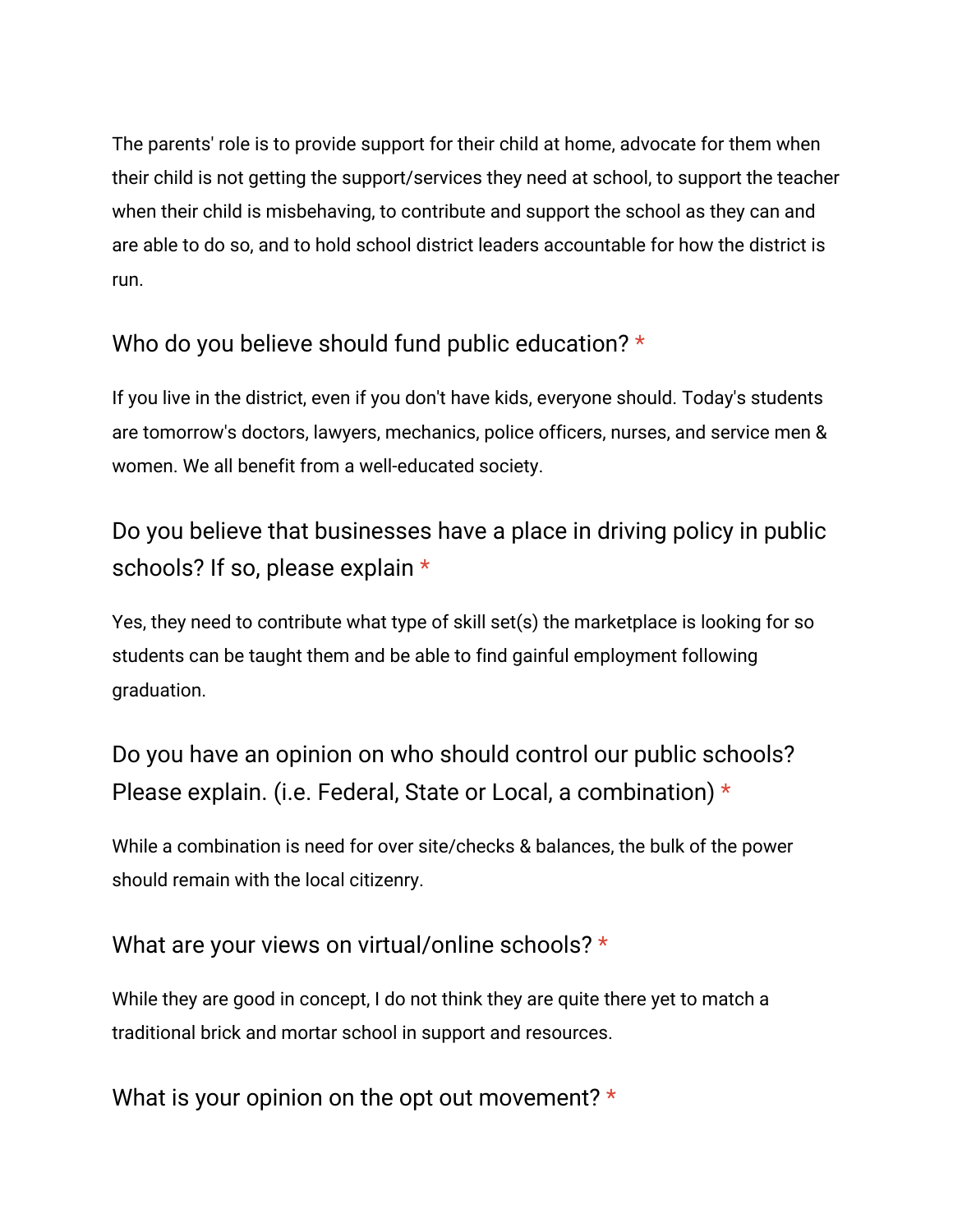The parents' role is to provide support for their child at home, advocate for them when their child is not getting the support/services they need at school, to support the teacher when their child is misbehaving, to contribute and support the school as they can and are able to do so, and to hold school district leaders accountable for how the district is run.

### Who do you believe should fund public education? *

If you live in the district, even if you don't have kids, everyone should. Today's students are tomorrow's doctors, lawyers, mechanics, police officers, nurses, and service men & women. We all benefit from a well-educated society.

### Do you believe that businesses have a place in driving policy in public schools? If so, please explain *

Yes, they need to contribute what type of skill set(s) the marketplace is looking for so students can be taught them and be able to find gainful employment following graduation.

### Do you have an opinion on who should control our public schools? Please explain. (i.e. Federal, State or Local, a combination) *

While a combination is need for over site/checks & balances, the bulk of the power should remain with the local citizenry.

### What are your views on virtual/online schools? *

While they are good in concept, I do not think they are quite there yet to match a traditional brick and mortar school in support and resources.

### What is your opinion on the opt out movement? *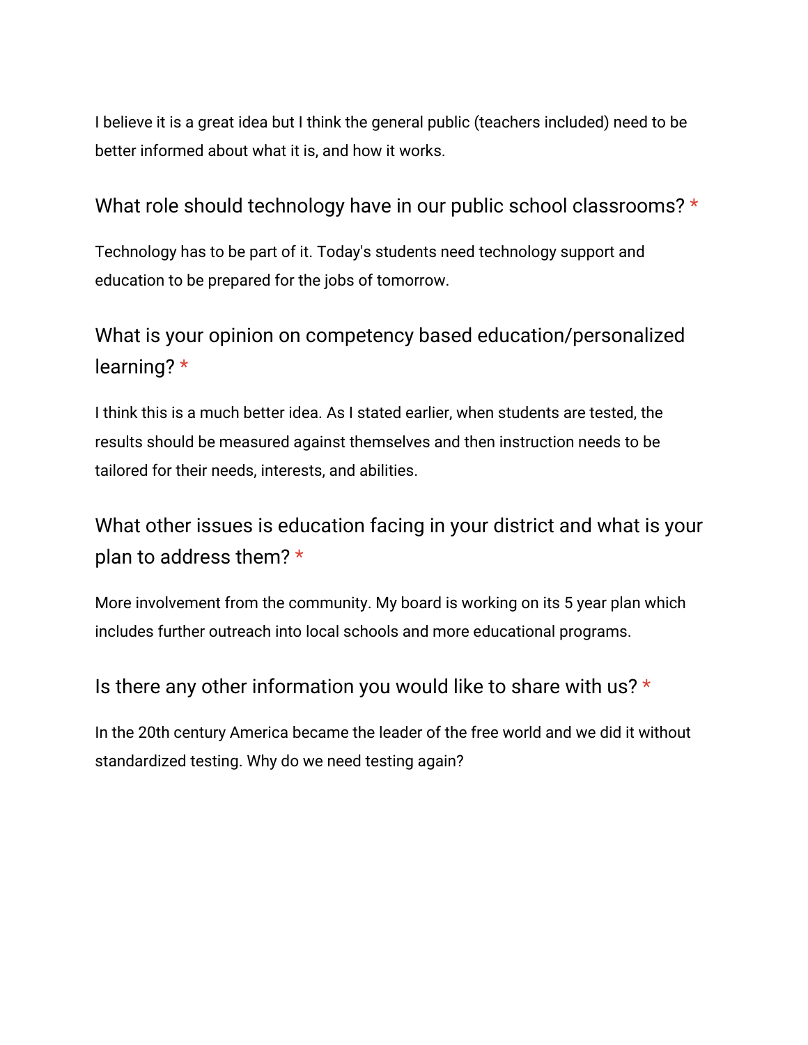I believe it is a great idea but I think the general public (teachers included) need to be better informed about what it is, and how it works.

## What role should technology have in our public school classrooms? *

Technology has to be part of it. Today's students need technology support and education to be prepared for the jobs of tomorrow.

## What is your opinion on competency based education/personalized learning? *

I think this is a much better idea. As I stated earlier, when students are tested, the results should be measured against themselves and then instruction needs to be tailored for their needs, interests, and abilities.

## What other issues is education facing in your district and what is your plan to address them? *

More involvement from the community. My board is working on its 5 year plan which includes further outreach into local schools and more educational programs.

## Is there any other information you would like to share with us? *

In the 20th century America became the leader of the free world and we did it without standardized testing. Why do we need testing again?